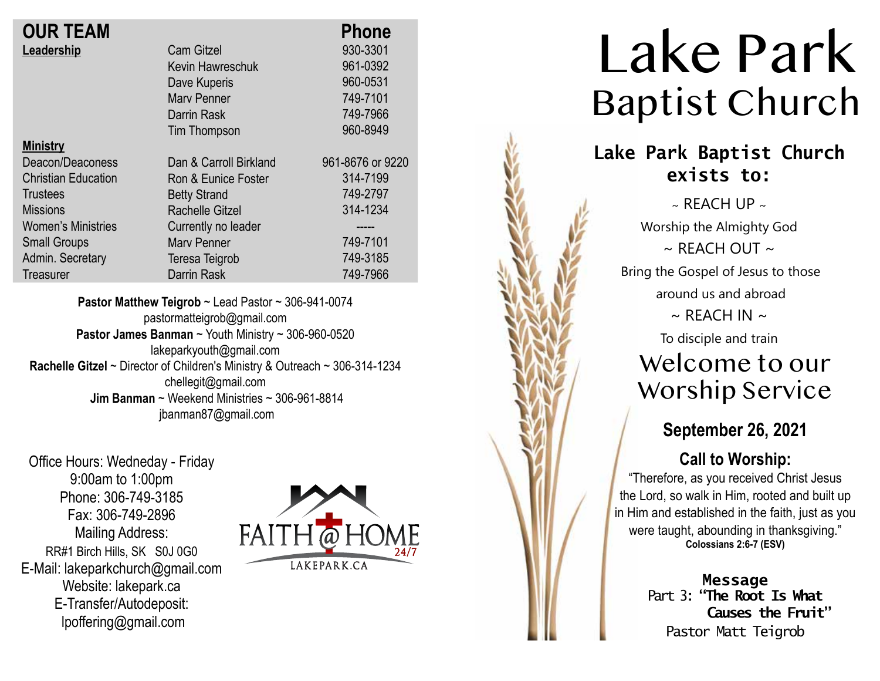## OUR TEAM

| | | Phone |
|---|---|---|
| **Leadership** | Cam Gitzel | 930-3301 |
| | Kevin Hawreschuk | 961-0392 |
| | Dave Kuperis | 960-0531 |
| | Marv Penner | 749-7101 |
| | Darrin Rask | 749-7966 |
| | Tim Thompson | 960-8949 |
| **Ministry** | | |
| Deacon/Deaconess | Dan & Carroll Birkland | 961-8676 or 9220 |
| Christian Education | Ron & Eunice Foster | 314-7199 |
| Trustees | Betty Strand | 749-2797 |
| Missions | Rachelle Gitzel | 314-1234 |
| Women's Ministries | Currently no leader | ----- |
| Small Groups | Marv Penner | 749-7101 |
| Admin. Secretary | Teresa Teigrob | 749-3185 |
| Treasurer | Darrin Rask | 749-7966 |

**Pastor Matthew Teigrob** ~ Lead Pastor ~ 306-941-0074
pastormatteigrob@gmail.com
**Pastor James Banman** ~ Youth Ministry ~ 306-960-0520
lakeparkyouth@gmail.com
**Rachelle Gitzel** ~ Director of Children's Ministry & Outreach ~ 306-314-1234
chellegit@gmail.com
**Jim Banman** ~ Weekend Ministries ~ 306-961-8814
jbanman87@gmail.com

Office Hours: Wedneday - Friday
9:00am to 1:00pm
Phone: 306-749-3185
Fax: 306-749-2896
Mailing Address:
RR#1 Birch Hills, SK S0J 0G0
E-Mail: lakeparkchurch@gmail.com
Website: lakepark.ca
E-Transfer/Autodeposit:
lpoffering@gmail.com

FAITH @ HOME 24/7
LAKEPARK.CA

# Lake Park Baptist Church

## Lake Park Baptist Church exists to:

~ REACH UP ~
Worship the Almighty God
~ REACH OUT ~
Bring the Gospel of Jesus to those around us and abroad
~ REACH IN ~
To disciple and train

## Welcome to our Worship Service

### September 26, 2021

### Call to Worship:

"Therefore, as you received Christ Jesus the Lord, so walk in Him, rooted and built up in Him and established in the faith, just as you were taught, abounding in thanksgiving."
**Colossians 2:6-7 (ESV)**

**Message**
Part 3: **"The Root Is What Causes the Fruit"**
Pastor Matt Teigrob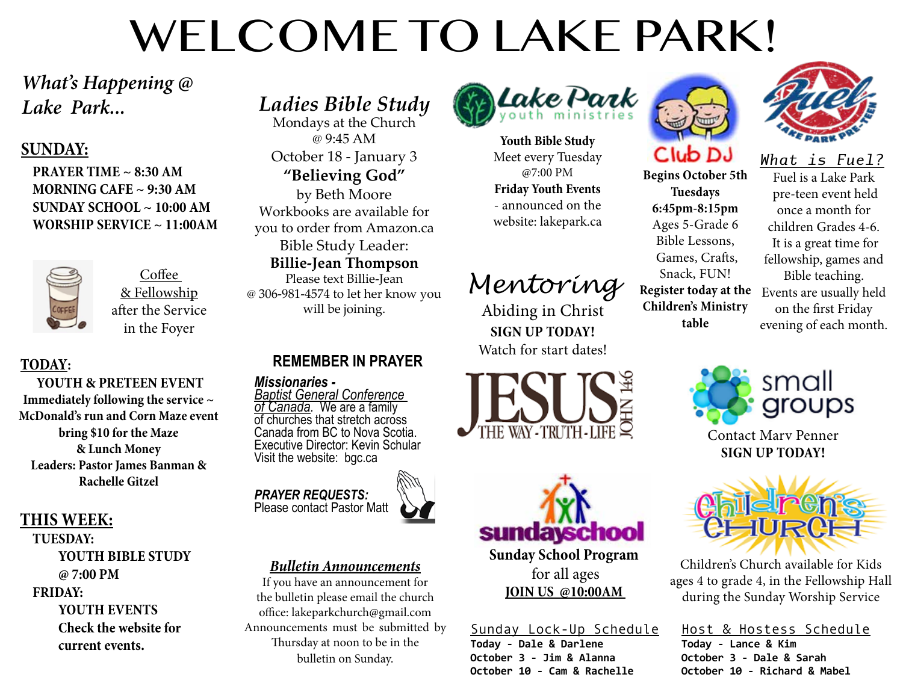# WELCOME TO LAKE PARK!

*What's Happening @ Lake Park...*

## SUNDAY:

**PRAYER TIME ~ 8:30 AM**
**MORNING CAFE ~ 9:30 AM**
**SUNDAY SCHOOL ~ 10:00 AM**
**WORSHIP SERVICE ~ 11:00AM**

Coffee & Fellowship after the Service in the Foyer

## TODAY:

**YOUTH & PRETEEN EVENT**
**Immediately following the service ~ McDonald's run and Corn Maze event bring $10 for the Maze & Lunch Money**
**Leaders: Pastor James Banman & Rachelle Gitzel**

## THIS WEEK:

**TUESDAY:**
**YOUTH BIBLE STUDY @ 7:00 PM**
**FRIDAY:**
**YOUTH EVENTS**
**Check the website for current events.**

## *Ladies Bible Study*

Mondays at the Church
@ 9:45 AM
October 18 - January 3
**"Believing God"**
by Beth Moore
Workbooks are available for you to order from Amazon.ca
Bible Study Leader:
**Billie-Jean Thompson**
Please text Billie-Jean @ 306-981-4574 to let her know you will be joining.

## REMEMBER IN PRAYER

***Missionaries -***
*Baptist General Conference of Canada*. We are a family of churches that stretch across Canada from BC to Nova Scotia.
Executive Director: Kevin Schular
Visit the website: bgc.ca

***PRAYER REQUESTS:***
Please contact Pastor Matt

## *Bulletin Announcements*

If you have an announcement for the bulletin please email the church office: lakeparkchurch@gmail.com
Announcements must be submitted by Thursday at noon to be in the bulletin on Sunday.

## Lake Park youth ministries

**Youth Bible Study**
Meet every Tuesday @7:00 PM
**Friday Youth Events**
- announced on the website: lakepark.ca

## Club DJ

**Begins October 5th**
**Tuesdays**
**6:45pm-8:15pm**
Ages 5-Grade 6
Bible Lessons, Games, Crafts, Snack, FUN!
**Register today at the Children's Ministry table**

## Fuel – Lake Park Pre-Teen

*What is Fuel?*
Fuel is a Lake Park pre-teen event held once a month for children Grades 4-6. It is a great time for fellowship, games and Bible teaching. Events are usually held on the first Friday evening of each month.

## *Mentoring*

Abiding in Christ
**SIGN UP TODAY!**
Watch for start dates!

JESUS
THE WAY - TRUTH - LIFE
JOHN 14:6

## small groups

Contact Marv Penner
**SIGN UP TODAY!**

## sundayschool

**Sunday School Program**
for all ages
**JOIN US @10:00AM**

## Children's CHURCH

Children's Church available for Kids ages 4 to grade 4, in the Fellowship Hall during the Sunday Worship Service

### Sunday Lock-Up Schedule

**Today - Dale & Darlene**
**October 3 - Jim & Alanna**
**October 10 - Cam & Rachelle**

### Host & Hostess Schedule

**Today - Lance & Kim**
**October 3 - Dale & Sarah**
**October 10 - Richard & Mabel**